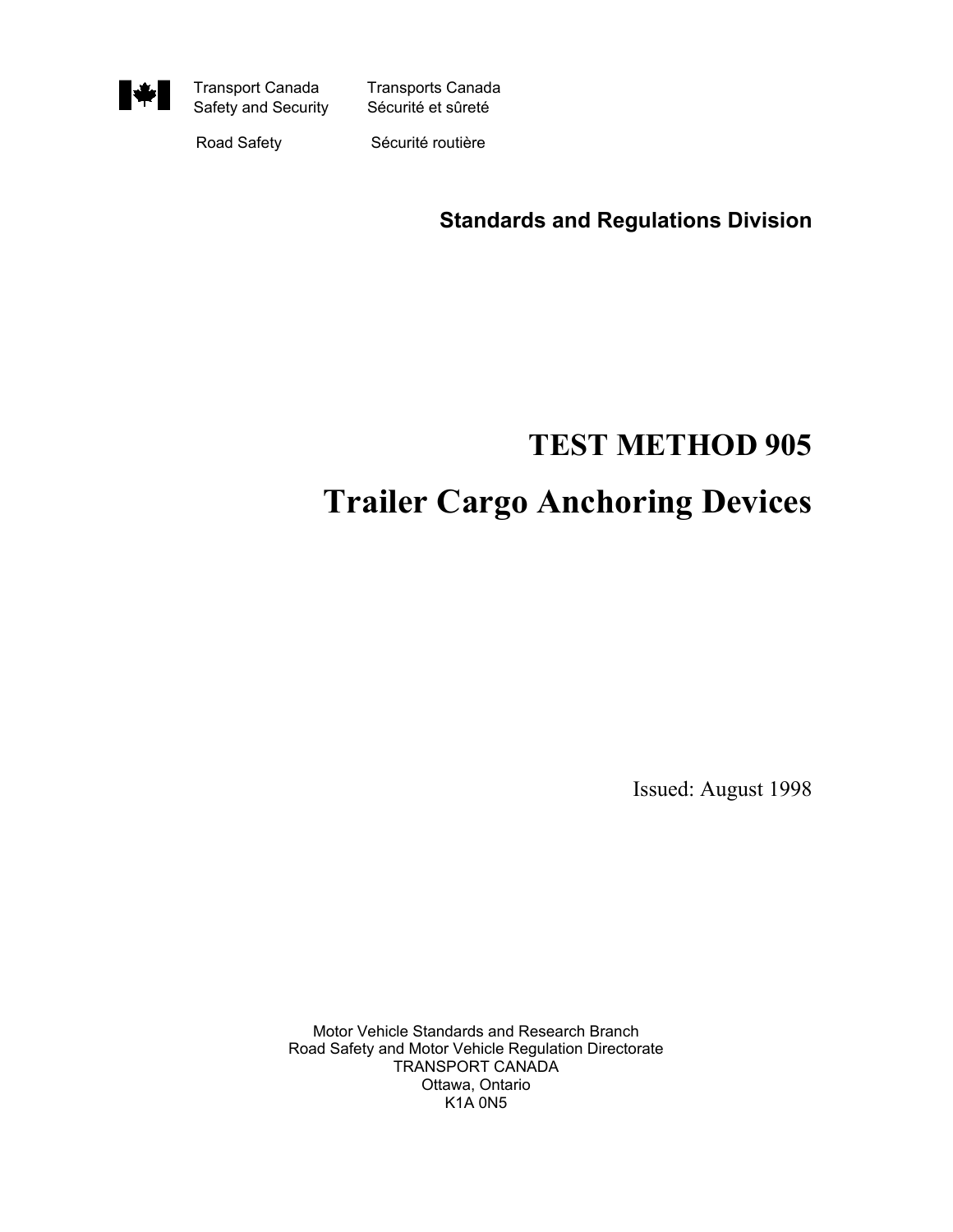Transport Canada Safety and Security  
Transports Canada Sécurité et sûreté

Road Safety  
Sécurité routière

**Standards and Regulations Division**

# TEST METHOD 905

# Trailer Cargo Anchoring Devices

Issued: August 1998

Motor Vehicle Standards and Research Branch  
Road Safety and Motor Vehicle Regulation Directorate  
TRANSPORT CANADA  
Ottawa, Ontario  
K1A 0N5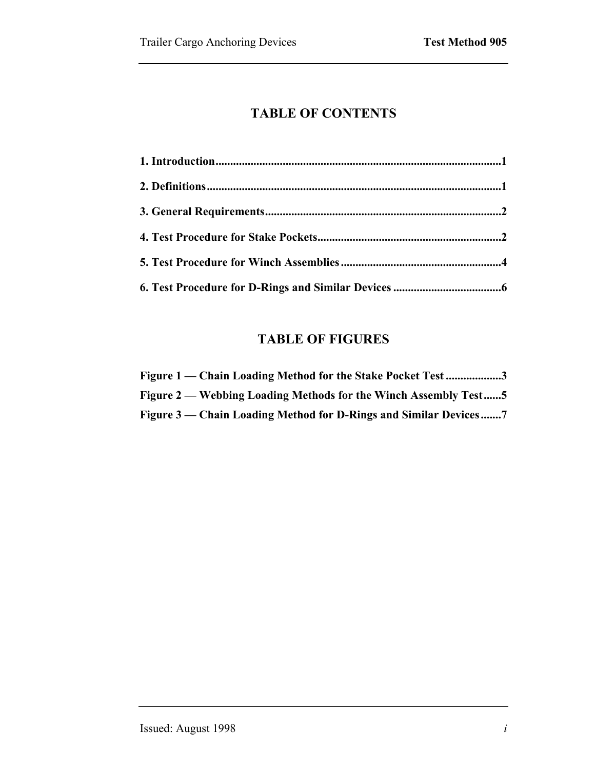# TABLE OF CONTENTS

**1. Introduction** .................................................................................................1

**2. Definitions** ....................................................................................................1

**3. General Requirements** .................................................................................2

**4. Test Procedure for Stake Pockets** ..............................................................2

**5. Test Procedure for Winch Assemblies** .......................................................4

**6. Test Procedure for D-Rings and Similar Devices** .....................................6

# TABLE OF FIGURES

**Figure 1 — Chain Loading Method for the Stake Pocket Test** ...................3

**Figure 2 — Webbing Loading Methods for the Winch Assembly Test** ......5

**Figure 3 — Chain Loading Method for D-Rings and Similar Devices** .......7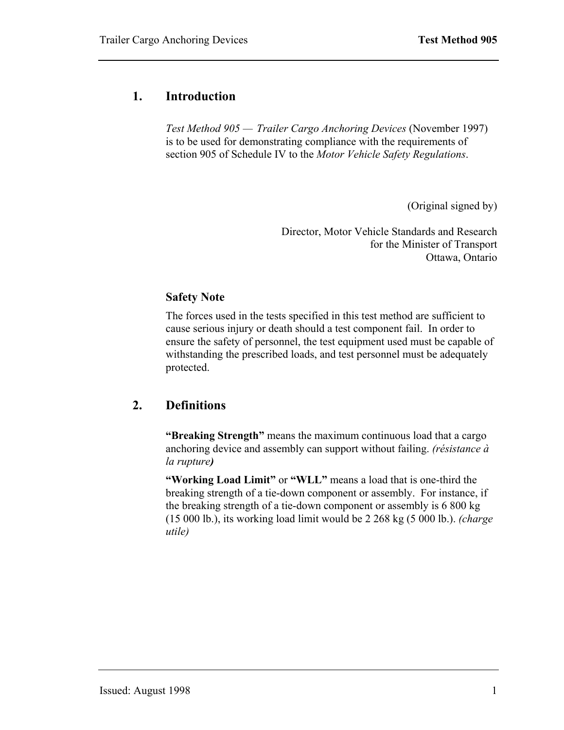## 1. Introduction

*Test Method 905 — Trailer Cargo Anchoring Devices* (November 1997) is to be used for demonstrating compliance with the requirements of section 905 of Schedule IV to the *Motor Vehicle Safety Regulations*.

(Original signed by)

Director, Motor Vehicle Standards and Research
for the Minister of Transport
Ottawa, Ontario

### Safety Note

The forces used in the tests specified in this test method are sufficient to cause serious injury or death should a test component fail. In order to ensure the safety of personnel, the test equipment used must be capable of withstanding the prescribed loads, and test personnel must be adequately protected.

## 2. Definitions

**"Breaking Strength"** means the maximum continuous load that a cargo anchoring device and assembly can support without failing. *(résistance à la rupture)*

**"Working Load Limit"** or **"WLL"** means a load that is one-third the breaking strength of a tie-down component or assembly. For instance, if the breaking strength of a tie-down component or assembly is 6 800 kg (15 000 lb.), its working load limit would be 2 268 kg (5 000 lb.). *(charge utile)*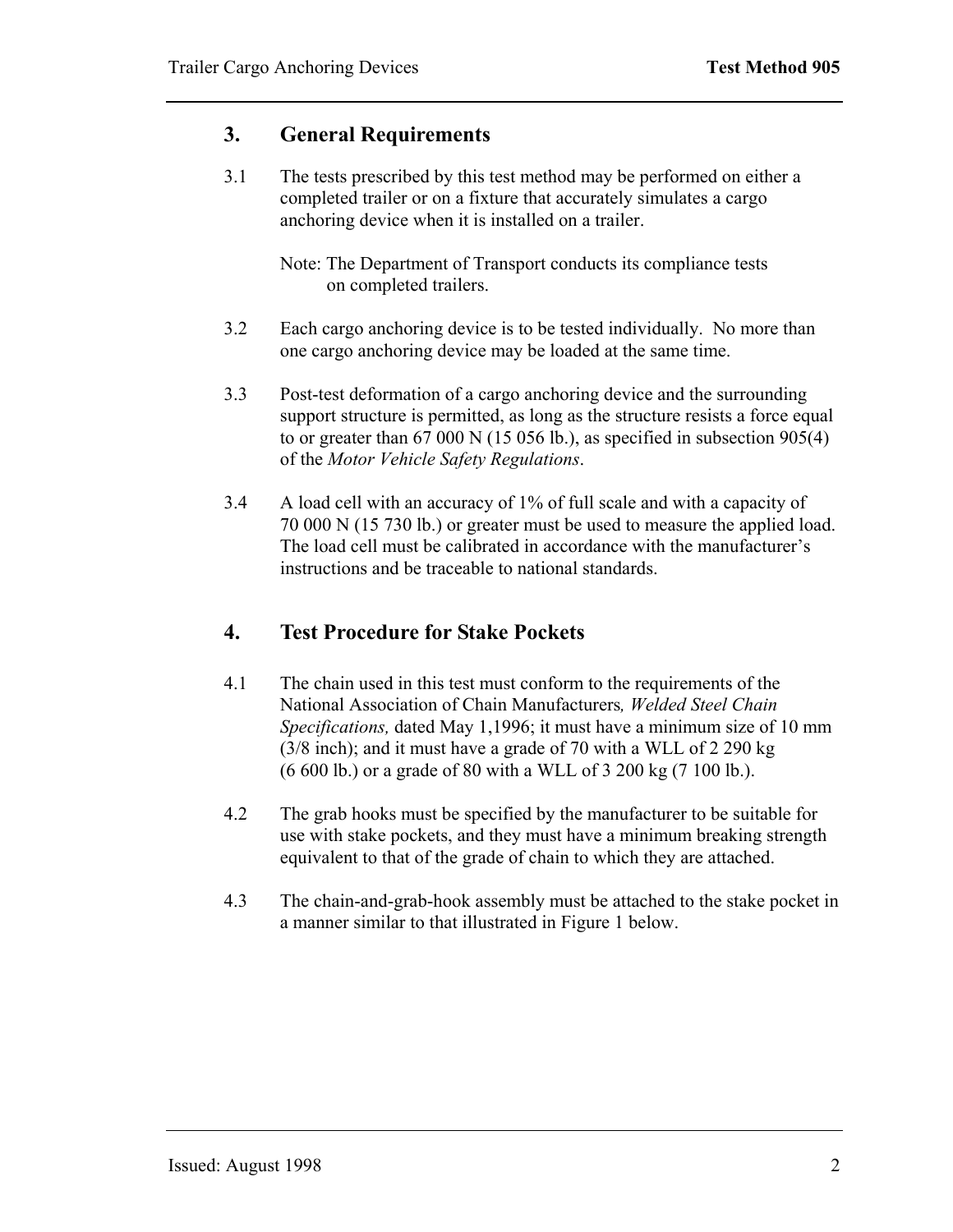## 3. General Requirements

3.1 The tests prescribed by this test method may be performed on either a completed trailer or on a fixture that accurately simulates a cargo anchoring device when it is installed on a trailer.

Note: The Department of Transport conducts its compliance tests on completed trailers.

3.2 Each cargo anchoring device is to be tested individually. No more than one cargo anchoring device may be loaded at the same time.

3.3 Post-test deformation of a cargo anchoring device and the surrounding support structure is permitted, as long as the structure resists a force equal to or greater than 67 000 N (15 056 lb.), as specified in subsection 905(4) of the *Motor Vehicle Safety Regulations*.

3.4 A load cell with an accuracy of 1% of full scale and with a capacity of 70 000 N (15 730 lb.) or greater must be used to measure the applied load. The load cell must be calibrated in accordance with the manufacturer's instructions and be traceable to national standards.

## 4. Test Procedure for Stake Pockets

4.1 The chain used in this test must conform to the requirements of the National Association of Chain Manufacturers*, Welded Steel Chain Specifications,* dated May 1,1996; it must have a minimum size of 10 mm (3/8 inch); and it must have a grade of 70 with a WLL of 2 290 kg (6 600 lb.) or a grade of 80 with a WLL of 3 200 kg (7 100 lb.).

4.2 The grab hooks must be specified by the manufacturer to be suitable for use with stake pockets, and they must have a minimum breaking strength equivalent to that of the grade of chain to which they are attached.

4.3 The chain-and-grab-hook assembly must be attached to the stake pocket in a manner similar to that illustrated in Figure 1 below.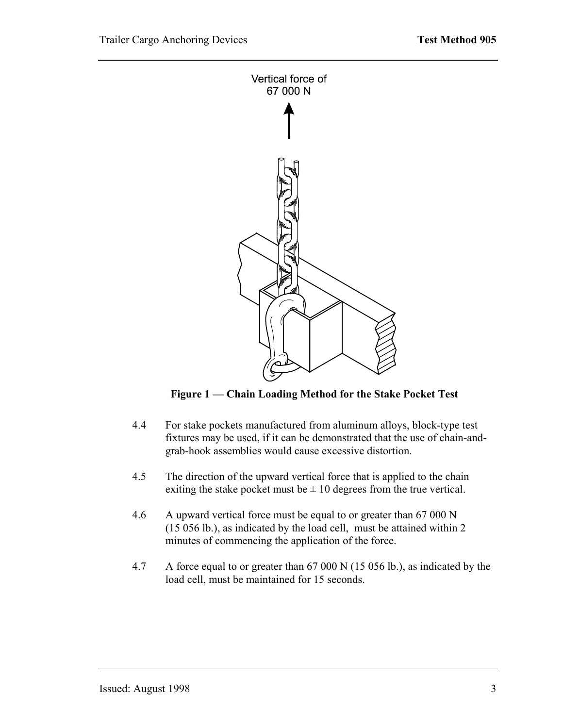Vertical force of
67 000 N

**Figure 1 — Chain Loading Method for the Stake Pocket Test**

4.4 For stake pockets manufactured from aluminum alloys, block-type test fixtures may be used, if it can be demonstrated that the use of chain-and-grab-hook assemblies would cause excessive distortion.

4.5 The direction of the upward vertical force that is applied to the chain exiting the stake pocket must be ± 10 degrees from the true vertical.

4.6 A upward vertical force must be equal to or greater than 67 000 N (15 056 lb.), as indicated by the load cell, must be attained within 2 minutes of commencing the application of the force.

4.7 A force equal to or greater than 67 000 N (15 056 lb.), as indicated by the load cell, must be maintained for 15 seconds.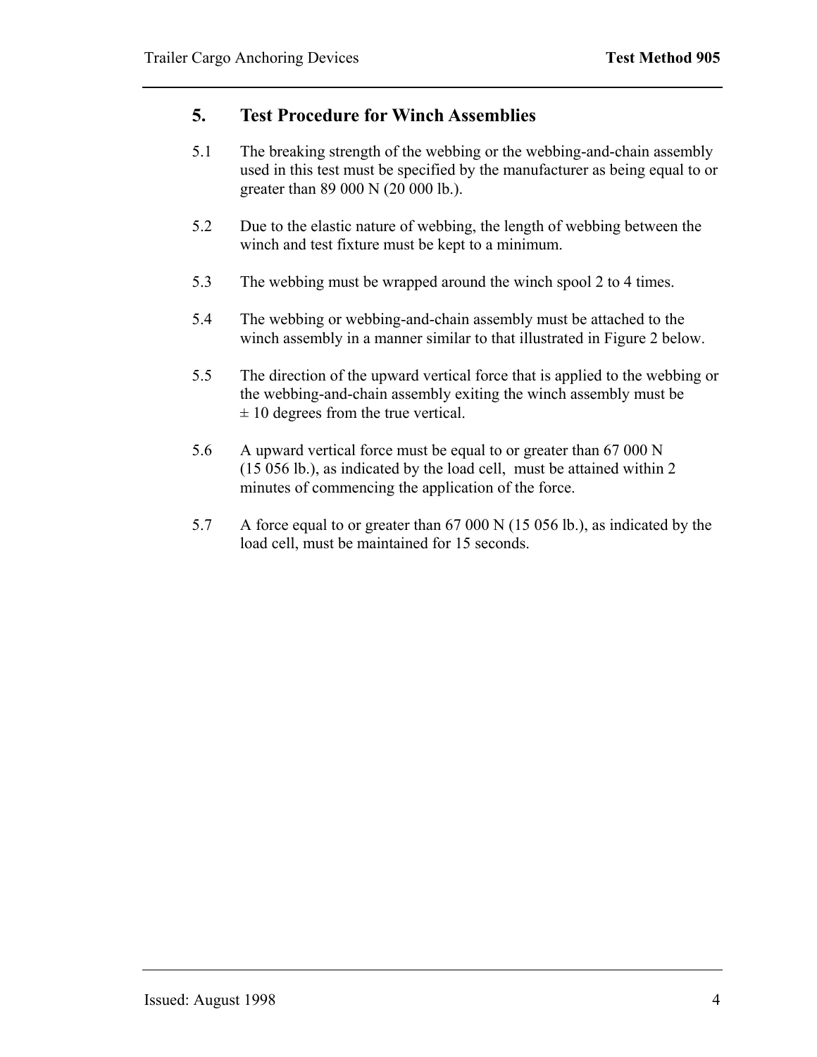## 5. Test Procedure for Winch Assemblies

5.1 The breaking strength of the webbing or the webbing-and-chain assembly used in this test must be specified by the manufacturer as being equal to or greater than 89 000 N (20 000 lb.).

5.2 Due to the elastic nature of webbing, the length of webbing between the winch and test fixture must be kept to a minimum.

5.3 The webbing must be wrapped around the winch spool 2 to 4 times.

5.4 The webbing or webbing-and-chain assembly must be attached to the winch assembly in a manner similar to that illustrated in Figure 2 below.

5.5 The direction of the upward vertical force that is applied to the webbing or the webbing-and-chain assembly exiting the winch assembly must be ± 10 degrees from the true vertical.

5.6 A upward vertical force must be equal to or greater than 67 000 N (15 056 lb.), as indicated by the load cell, must be attained within 2 minutes of commencing the application of the force.

5.7 A force equal to or greater than 67 000 N (15 056 lb.), as indicated by the load cell, must be maintained for 15 seconds.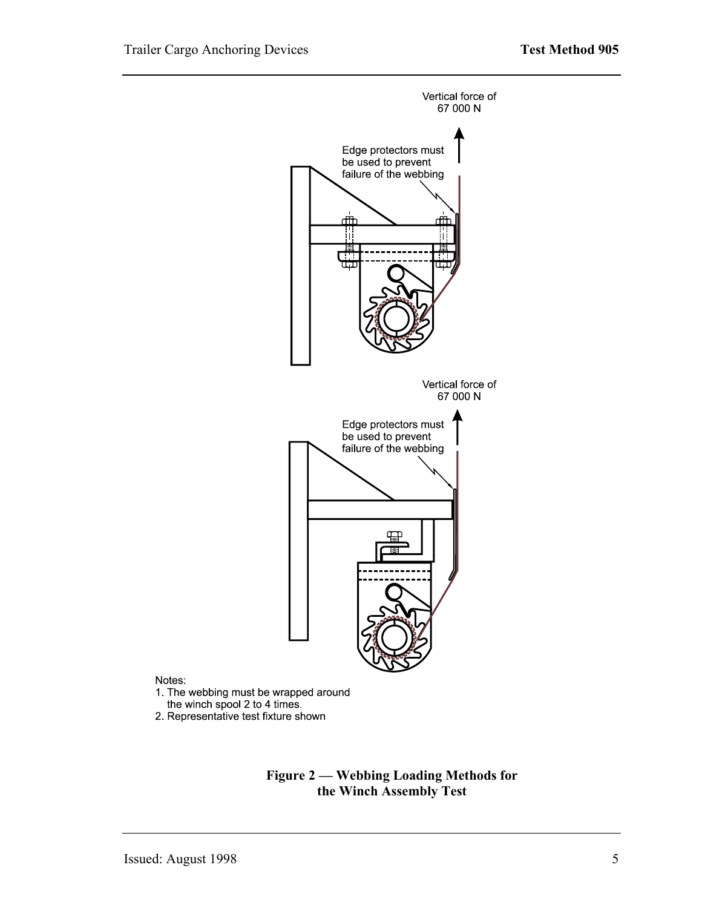Vertical force of 67 000 N

Edge protectors must be used to prevent failure of the webbing

Vertical force of 67 000 N

Edge protectors must be used to prevent failure of the webbing

Notes:

1. The webbing must be wrapped around the winch spool 2 to 4 times.
2. Representative test fixture shown

**Figure 2 — Webbing Loading Methods for the Winch Assembly Test**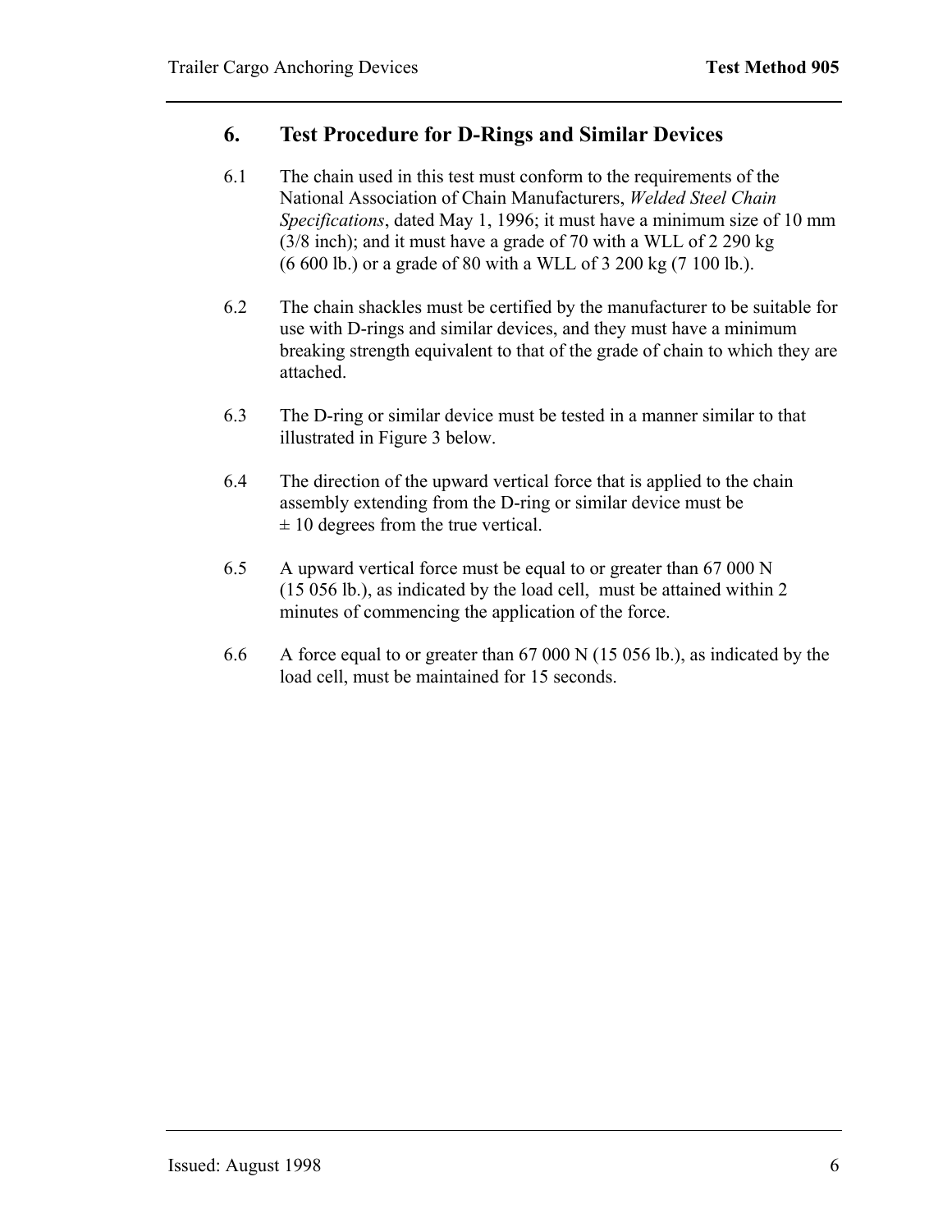## 6. Test Procedure for D-Rings and Similar Devices

6.1 The chain used in this test must conform to the requirements of the National Association of Chain Manufacturers, *Welded Steel Chain Specifications*, dated May 1, 1996; it must have a minimum size of 10 mm (3/8 inch); and it must have a grade of 70 with a WLL of 2 290 kg (6 600 lb.) or a grade of 80 with a WLL of 3 200 kg (7 100 lb.).

6.2 The chain shackles must be certified by the manufacturer to be suitable for use with D-rings and similar devices, and they must have a minimum breaking strength equivalent to that of the grade of chain to which they are attached.

6.3 The D-ring or similar device must be tested in a manner similar to that illustrated in Figure 3 below.

6.4 The direction of the upward vertical force that is applied to the chain assembly extending from the D-ring or similar device must be ± 10 degrees from the true vertical.

6.5 A upward vertical force must be equal to or greater than 67 000 N (15 056 lb.), as indicated by the load cell, must be attained within 2 minutes of commencing the application of the force.

6.6 A force equal to or greater than 67 000 N (15 056 lb.), as indicated by the load cell, must be maintained for 15 seconds.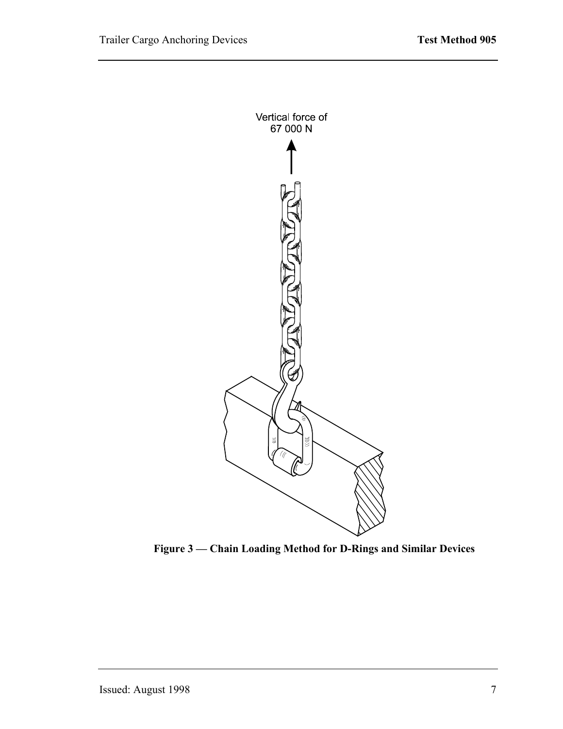Vertical force of
67 000 N

**Figure 3 — Chain Loading Method for D-Rings and Similar Devices**